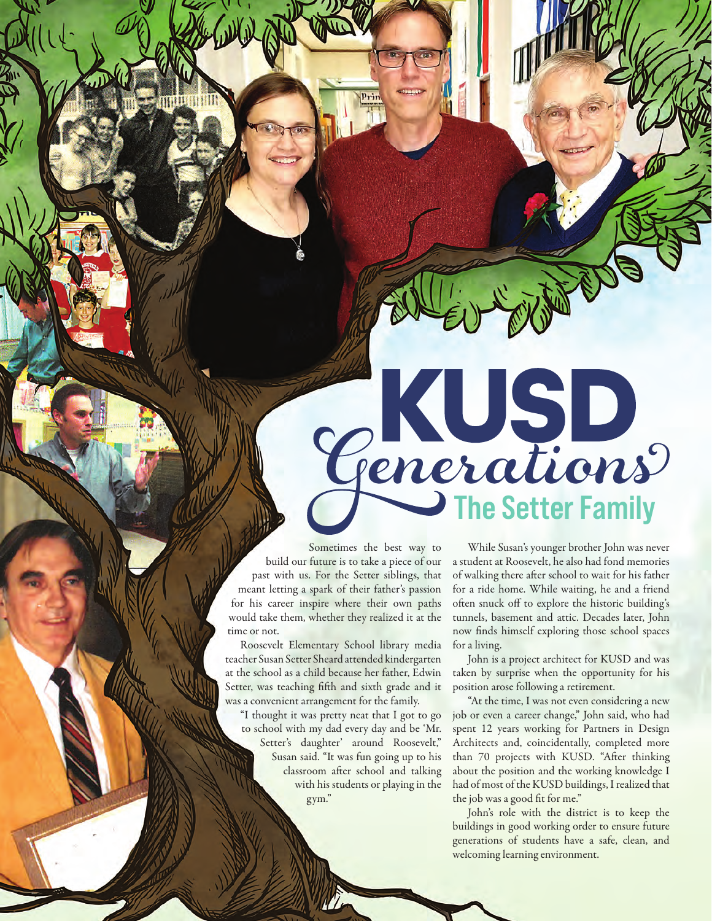# KUSD Generations

## The Setter Family

Sometimes the best way to build our future is to take a piece of our past with us. For the Setter siblings, that meant letting a spark of their father's passion for his career inspire where their own paths would take them, whether they realized it at the time or not.

Roosevelt Elementary School library media teacher Susan Setter Sheard attended kindergarten at the school as a child because her father, Edwin Setter, was teaching fifth and sixth grade and it was a convenient arrangement for the family.

"I thought it was pretty neat that I got to go to school with my dad every day and be 'Mr. Setter's daughter' around Roosevelt," Susan said. "It was fun going up to his classroom after school and talking with his students or playing in the gym."

While Susan's younger brother John was never a student at Roosevelt, he also had fond memories of walking there after school to wait for his father for a ride home. While waiting, he and a friend often snuck off to explore the historic building's tunnels, basement and attic. Decades later, John now finds himself exploring those school spaces for a living.

John is a project architect for KUSD and was taken by surprise when the opportunity for his position arose following a retirement.

"At the time, I was not even considering a new job or even a career change," John said, who had spent 12 years working for Partners in Design Architects and, coincidentally, completed more than 70 projects with KUSD. "After thinking about the position and the working knowledge I had of most of the KUSD buildings, I realized that the job was a good fit for me."

John's role with the district is to keep the buildings in good working order to ensure future generations of students have a safe, clean, and welcoming learning environment.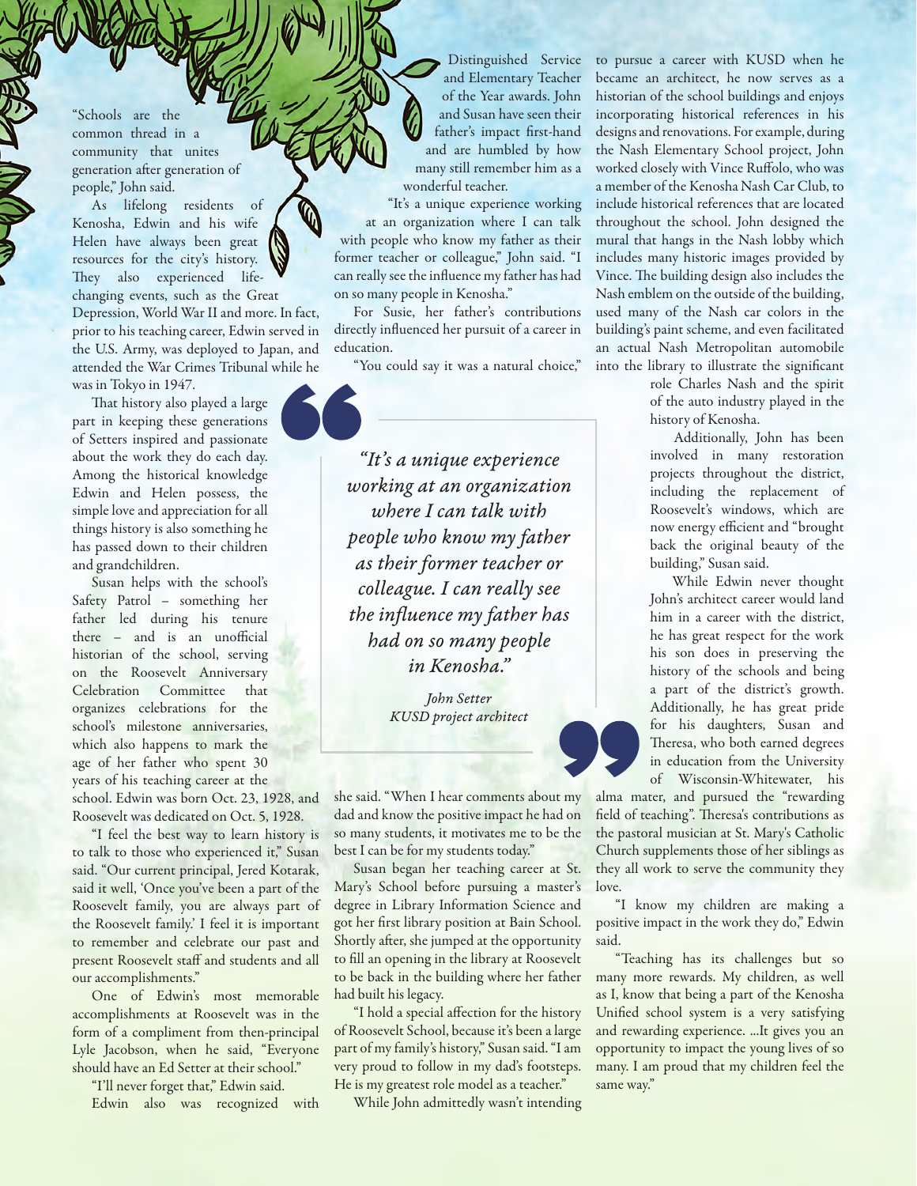"Schools are the common thread in a community that unites generation after generation of people," John said.

As lifelong residents of Kenosha, Edwin and his wife Helen have always been great resources for the city's history. They also experienced life-changing events, such as the Great Depression, World War II and more. In fact, prior to his teaching career, Edwin served in the U.S. Army, was deployed to Japan, and attended the War Crimes Tribunal while he was in Tokyo in 1947.

That history also played a large part in keeping these generations of Setters inspired and passionate about the work they do each day. Among the historical knowledge Edwin and Helen possess, the simple love and appreciation for all things history is also something he has passed down to their children and grandchildren.

Susan helps with the school's Safety Patrol – something her father led during his tenure there – and is an unofficial historian of the school, serving on the Roosevelt Anniversary Celebration Committee that organizes celebrations for the school's milestone anniversaries, which also happens to mark the age of her father who spent 30 years of his teaching career at the school. Edwin was born Oct. 23, 1928, and Roosevelt was dedicated on Oct. 5, 1928.

"I feel the best way to learn history is to talk to those who experienced it," Susan said. "Our current principal, Jered Kotarak, said it well, 'Once you've been a part of the Roosevelt family, you are always part of the Roosevelt family.' I feel it is important to remember and celebrate our past and present Roosevelt staff and students and all our accomplishments."

One of Edwin's most memorable accomplishments at Roosevelt was in the form of a compliment from then-principal Lyle Jacobson, when he said, "Everyone should have an Ed Setter at their school."

"I'll never forget that," Edwin said.

Edwin also was recognized with Distinguished Service and Elementary Teacher of the Year awards. John and Susan have seen their father's impact first-hand and are humbled by how many still remember him as a wonderful teacher.

"It's a unique experience working at an organization where I can talk with people who know my father as their former teacher or colleague," John said. "I can really see the influence my father has had on so many people in Kenosha."

For Susie, her father's contributions directly influenced her pursuit of a career in education.

"You could say it was a natural choice," she said. "When I hear comments about my dad and know the positive impact he had on so many students, it motivates me to be the best I can be for my students today."

Susan began her teaching career at St. Mary's School before pursuing a master's degree in Library Information Science and got her first library position at Bain School. Shortly after, she jumped at the opportunity to fill an opening in the library at Roosevelt to be back in the building where her father had built his legacy.

"I hold a special affection for the history of Roosevelt School, because it's been a large part of my family's history," Susan said. "I am very proud to follow in my dad's footsteps. He is my greatest role model as a teacher."

> *"It's a unique experience working at an organization where I can talk with people who know my father as their former teacher or colleague. I can really see the influence my father has had on so many people in Kenosha."*
>
> *John Setter*
> *KUSD project architect*

While John admittedly wasn't intending to pursue a career with KUSD when he became an architect, he now serves as a historian of the school buildings and enjoys incorporating historical references in his designs and renovations. For example, during the Nash Elementary School project, John worked closely with Vince Ruffolo, who was a member of the Kenosha Nash Car Club, to include historical references that are located throughout the school. John designed the mural that hangs in the Nash lobby which includes many historic images provided by Vince. The building design also includes the Nash emblem on the outside of the building, used many of the Nash car colors in the building's paint scheme, and even facilitated an actual Nash Metropolitan automobile into the library to illustrate the significant role Charles Nash and the spirit of the auto industry played in the history of Kenosha.

Additionally, John has been involved in many restoration projects throughout the district, including the replacement of Roosevelt's windows, which are now energy efficient and "brought back the original beauty of the building," Susan said.

While Edwin never thought John's architect career would land him in a career with the district, he has great respect for the work his son does in preserving the history of the schools and being a part of the district's growth. Additionally, he has great pride for his daughters, Susan and Theresa, who both earned degrees in education from the University of Wisconsin-Whitewater, his alma mater, and pursued the "rewarding field of teaching". Theresa's contributions as the pastoral musician at St. Mary's Catholic Church supplements those of her siblings as they all work to serve the community they love.

"I know my children are making a positive impact in the work they do," Edwin said.

"Teaching has its challenges but so many more rewards. My children, as well as I, know that being a part of the Kenosha Unified school system is a very satisfying and rewarding experience. ...It gives you an opportunity to impact the young lives of so many. I am proud that my children feel the same way."